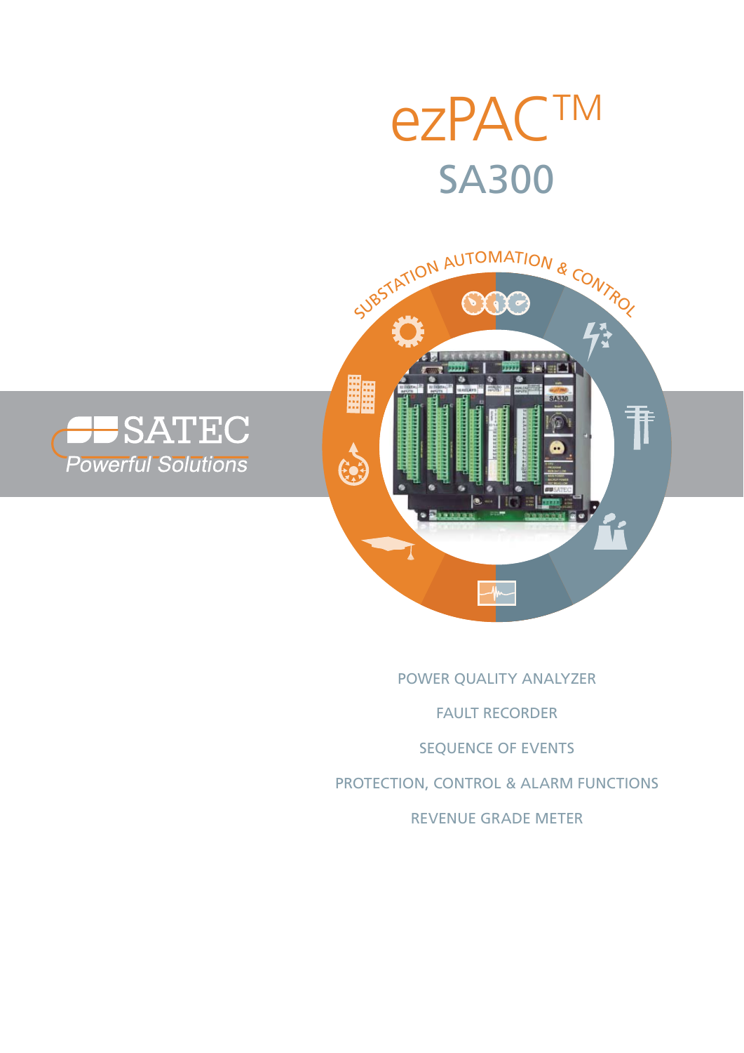# ezPAC™

## SA300

SUBSTATION AUTOMATION & CONTROL

SATEC
*Powerful Solutions*

POWER QUALITY ANALYZER

FAULT RECORDER

SEQUENCE OF EVENTS

PROTECTION, CONTROL & ALARM FUNCTIONS

REVENUE GRADE METER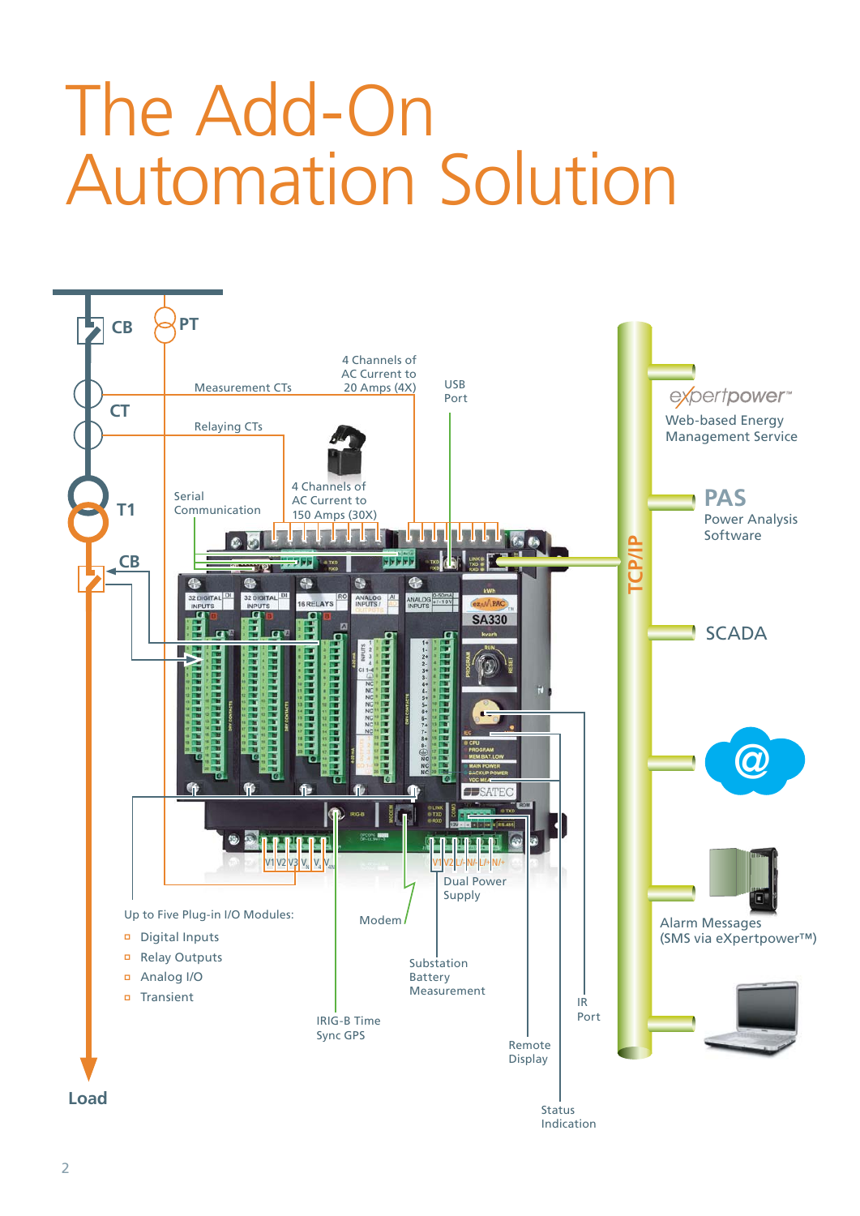# The Add-On Automation Solution

CB

PT

CT

T1

CB

Load

Measurement CTs

Relaying CTs

4 Channels of AC Current to 20 Amps (4X)

4 Channels of AC Current to 150 Amps (30X)

USB Port

Serial Communication

TCP/IP

expertpower™
Web-based Energy Management Service

PAS
Power Analysis Software

SCADA

Alarm Messages (SMS via eXpertpower™)

Up to Five Plug-in I/O Modules:

- Digital Inputs
- Relay Outputs
- Analog I/O
- Transient

Modem

Dual Power Supply

Substation Battery Measurement

IRIG-B Time Sync GPS

IR Port

Remote Display

Status Indication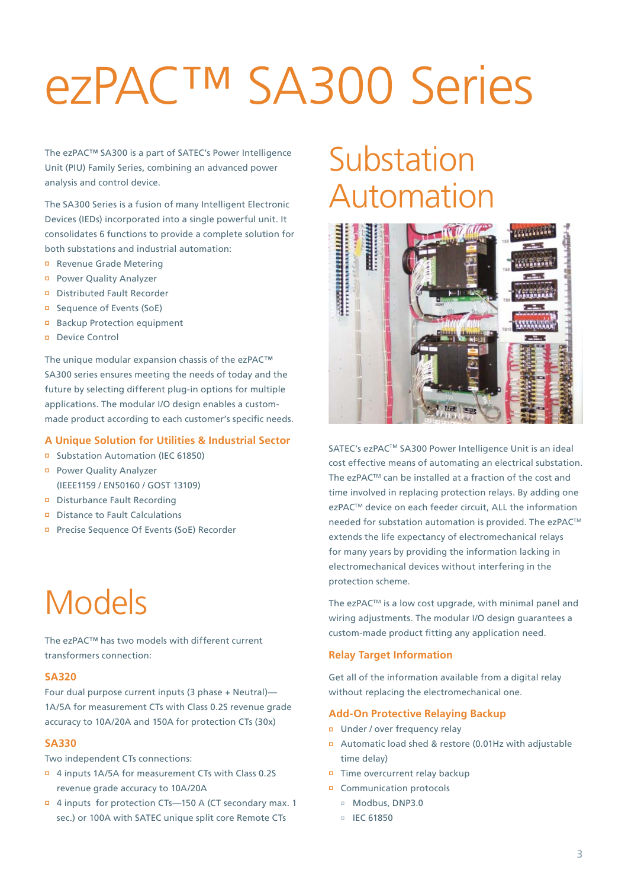# ezPAC™ SA300 Series

The ezPAC™ SA300 is a part of SATEC's Power Intelligence Unit (PIU) Family Series, combining an advanced power analysis and control device.

The SA300 Series is a fusion of many Intelligent Electronic Devices (IEDs) incorporated into a single powerful unit. It consolidates 6 functions to provide a complete solution for both substations and industrial automation:

- Revenue Grade Metering
- Power Quality Analyzer
- Distributed Fault Recorder
- Sequence of Events (SoE)
- Backup Protection equipment
- Device Control

The unique modular expansion chassis of the ezPAC™ SA300 series ensures meeting the needs of today and the future by selecting different plug-in options for multiple applications. The modular I/O design enables a custom-made product according to each customer's specific needs.

### A Unique Solution for Utilities & Industrial Sector

- Substation Automation (IEC 61850)
- Power Quality Analyzer (IEEE1159 / EN50160 / GOST 13109)
- Disturbance Fault Recording
- Distance to Fault Calculations
- Precise Sequence Of Events (SoE) Recorder

## Models

The ezPAC™ has two models with different current transformers connection:

### SA320

Four dual purpose current inputs (3 phase + Neutral)—1A/5A for measurement CTs with Class 0.2S revenue grade accuracy to 10A/20A and 150A for protection CTs (30x)

### SA330

Two independent CTs connections:

- 4 inputs 1A/5A for measurement CTs with Class 0.2S revenue grade accuracy to 10A/20A
- 4 inputs for protection CTs—150 A (CT secondary max. 1 sec.) or 100A with SATEC unique split core Remote CTs

## Substation Automation

SATEC's ezPAC™ SA300 Power Intelligence Unit is an ideal cost effective means of automating an electrical substation. The ezPAC™ can be installed at a fraction of the cost and time involved in replacing protection relays. By adding one ezPAC™ device on each feeder circuit, ALL the information needed for substation automation is provided. The ezPAC™ extends the life expectancy of electromechanical relays for many years by providing the information lacking in electromechanical devices without interfering in the protection scheme.

The ezPAC™ is a low cost upgrade, with minimal panel and wiring adjustments. The modular I/O design guarantees a custom-made product fitting any application need.

### Relay Target Information

Get all of the information available from a digital relay without replacing the electromechanical one.

### Add-On Protective Relaying Backup

- Under / over frequency relay
- Automatic load shed & restore (0.01Hz with adjustable time delay)
- Time overcurrent relay backup
- Communication protocols
  - Modbus, DNP3.0
  - IEC 61850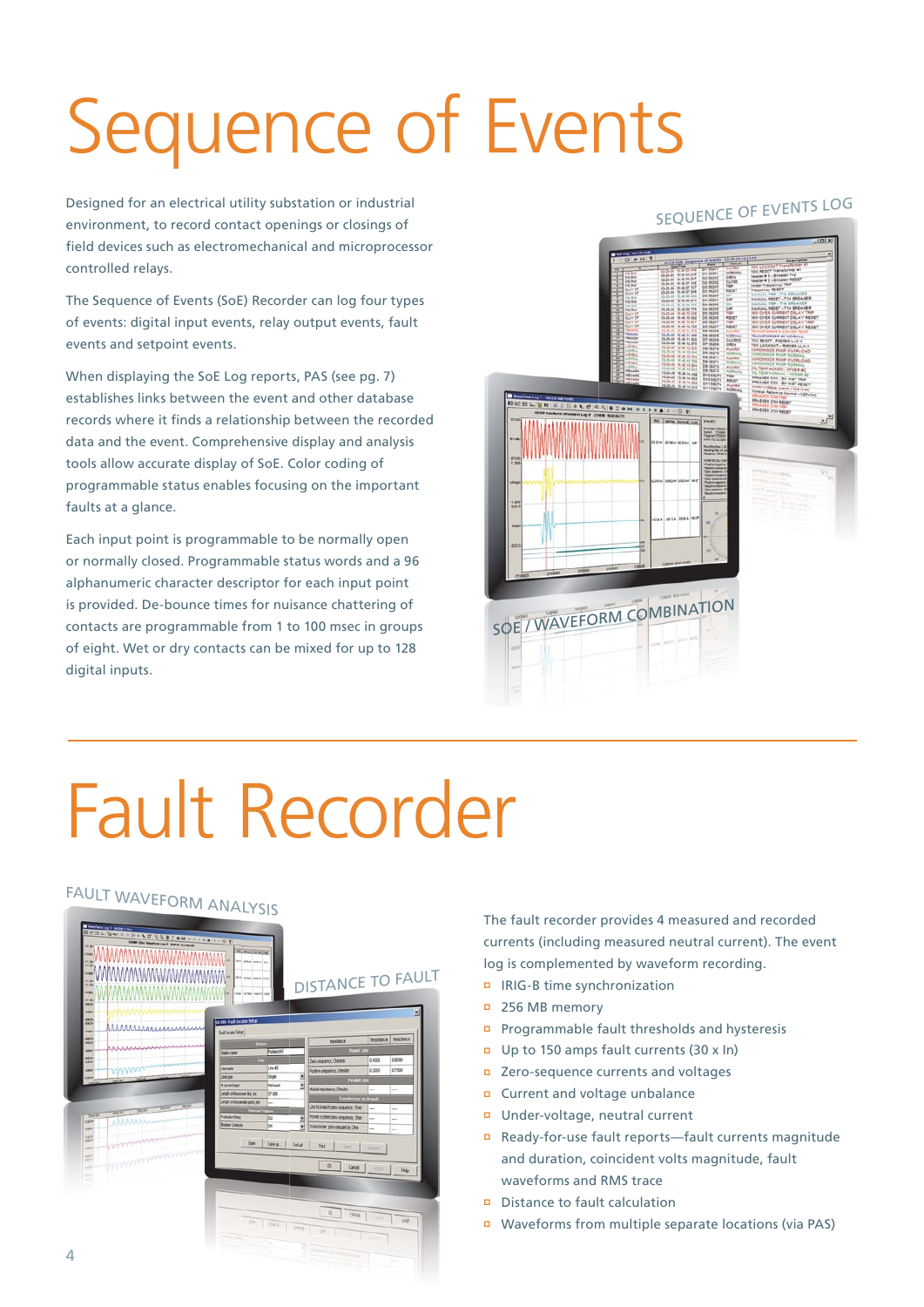# Sequence of Events

Designed for an electrical utility substation or industrial environment, to record contact openings or closings of field devices such as electromechanical and microprocessor controlled relays.

The Sequence of Events (SoE) Recorder can log four types of events: digital input events, relay output events, fault events and setpoint events.

When displaying the SoE Log reports, PAS (see pg. 7) establishes links between the event and other database records where it finds a relationship between the recorded data and the event. Comprehensive display and analysis tools allow accurate display of SoE. Color coding of programmable status enables focusing on the important faults at a glance.

Each input point is programmable to be normally open or normally closed. Programmable status words and a 96 alphanumeric character descriptor for each input point is provided. De-bounce times for nuisance chattering of contacts are programmable from 1 to 100 msec in groups of eight. Wet or dry contacts can be mixed for up to 128 digital inputs.

SEQUENCE OF EVENTS LOG

SOE / WAVEFORM COMBINATION

# Fault Recorder

FAULT WAVEFORM ANALYSIS

DISTANCE TO FAULT

The fault recorder provides 4 measured and recorded currents (including measured neutral current). The event log is complemented by waveform recording.

- IRIG-B time synchronization
- 256 MB memory
- Programmable fault thresholds and hysteresis
- Up to 150 amps fault currents (30 x In)
- Zero-sequence currents and voltages
- Current and voltage unbalance
- Under-voltage, neutral current
- Ready-for-use fault reports—fault currents magnitude and duration, coincident volts magnitude, fault waveforms and RMS trace
- Distance to fault calculation
- Waveforms from multiple separate locations (via PAS)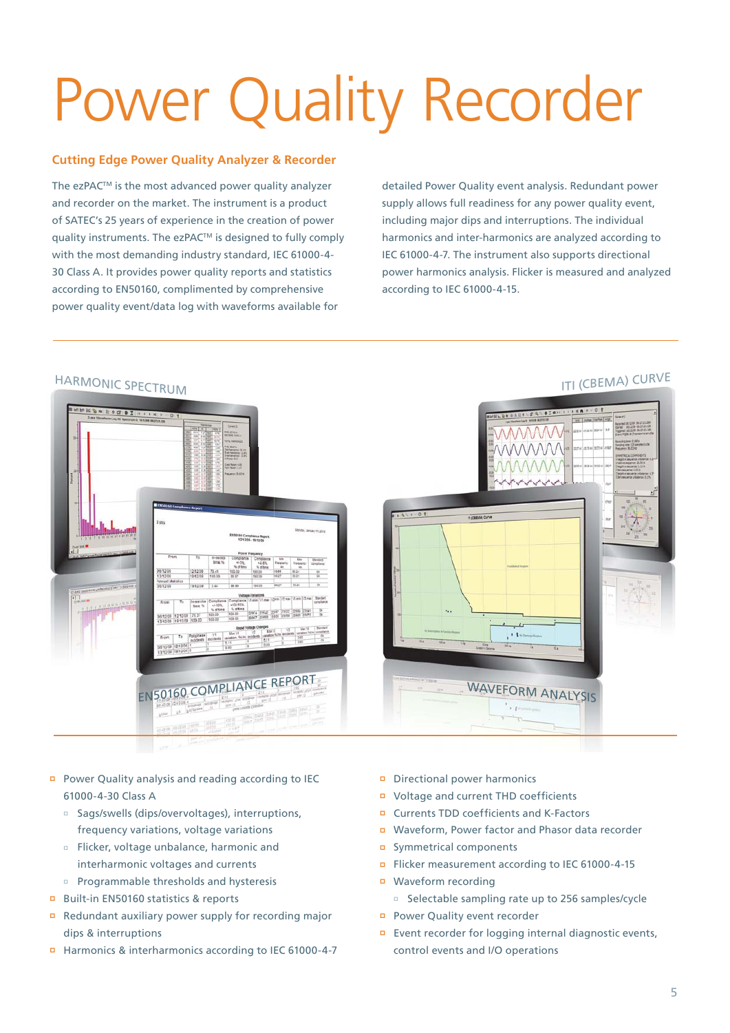# Power Quality Recorder

### Cutting Edge Power Quality Analyzer & Recorder

The ezPAC™ is the most advanced power quality analyzer and recorder on the market. The instrument is a product of SATEC's 25 years of experience in the creation of power quality instruments. The ezPAC™ is designed to fully comply with the most demanding industry standard, IEC 61000-4-30 Class A. It provides power quality reports and statistics according to EN50160, complimented by comprehensive power quality event/data log with waveforms available for detailed Power Quality event analysis. Redundant power supply allows full readiness for any power quality event, including major dips and interruptions. The individual harmonics and inter-harmonics are analyzed according to IEC 61000-4-7. The instrument also supports directional power harmonics analysis. Flicker is measured and analyzed according to IEC 61000-4-15.

HARMONIC SPECTRUM

ITI (CBEMA) CURVE

EN50160 COMPLIANCE REPORT

WAVEFORM ANALYSIS

- Power Quality analysis and reading according to IEC 61000-4-30 Class A
  - Sags/swells (dips/overvoltages), interruptions, frequency variations, voltage variations
  - Flicker, voltage unbalance, harmonic and interharmonic voltages and currents
  - Programmable thresholds and hysteresis
- Built-in EN50160 statistics & reports
- Redundant auxiliary power supply for recording major dips & interruptions
- Harmonics & interharmonics according to IEC 61000-4-7
- Directional power harmonics
- Voltage and current THD coefficients
- Currents TDD coefficients and K-Factors
- Waveform, Power factor and Phasor data recorder
- Symmetrical components
- Flicker measurement according to IEC 61000-4-15
- Waveform recording
  - Selectable sampling rate up to 256 samples/cycle
- Power Quality event recorder
- Event recorder for logging internal diagnostic events, control events and I/O operations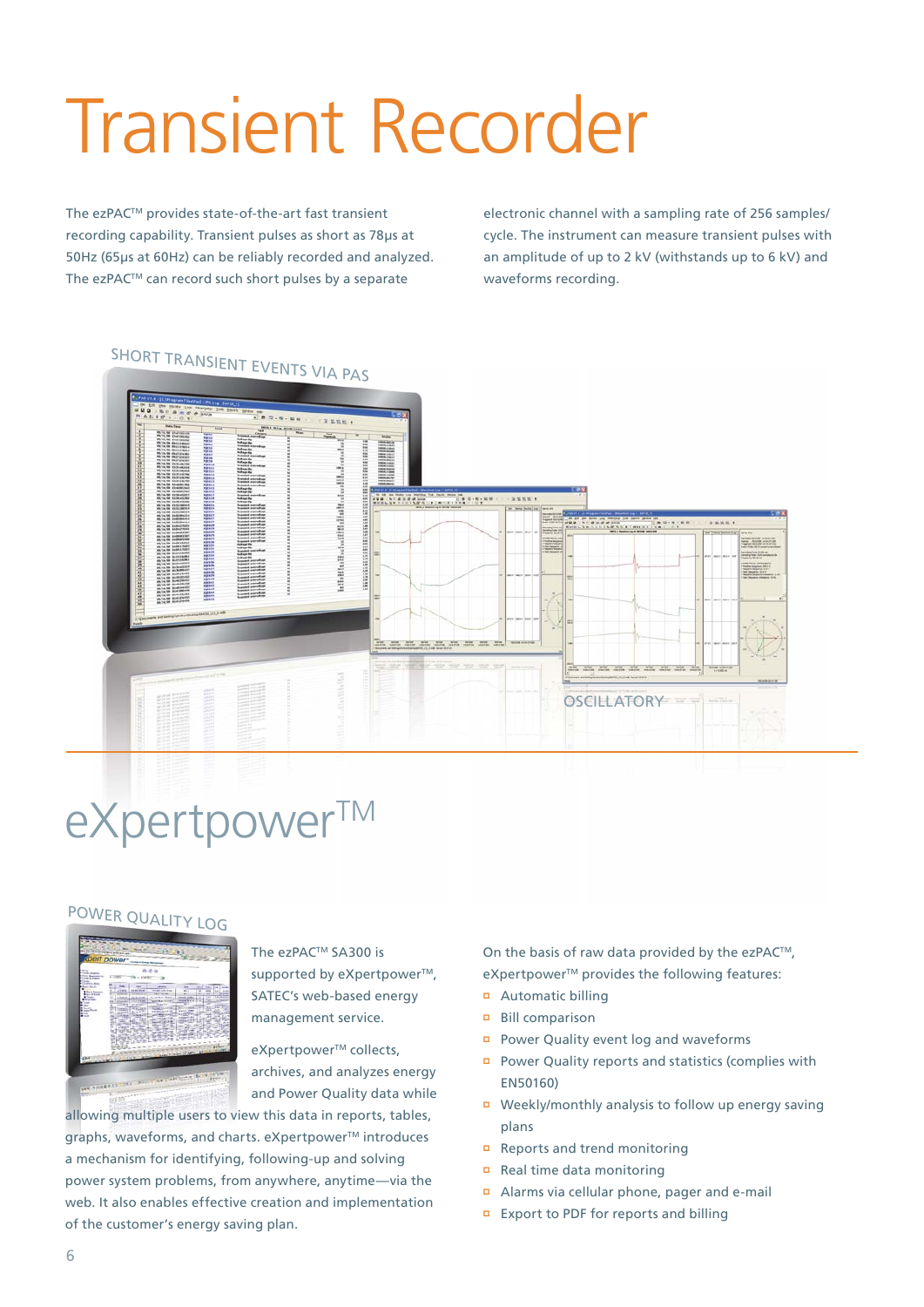# Transient Recorder

The ezPAC™ provides state-of-the-art fast transient recording capability. Transient pulses as short as 78µs at 50Hz (65µs at 60Hz) can be reliably recorded and analyzed. The ezPAC™ can record such short pulses by a separate electronic channel with a sampling rate of 256 samples/cycle. The instrument can measure transient pulses with an amplitude of up to 2 kV (withstands up to 6 kV) and waveforms recording.

SHORT TRANSIENT EVENTS VIA PAS

OSCILLATORY

# eXpertpower™

POWER QUALITY LOG

The ezPAC™ SA300 is supported by eXpertpower™, SATEC's web-based energy management service.

eXpertpower™ collects, archives, and analyzes energy and Power Quality data while allowing multiple users to view this data in reports, tables, graphs, waveforms, and charts. eXpertpower™ introduces a mechanism for identifying, following-up and solving power system problems, from anywhere, anytime—via the web. It also enables effective creation and implementation of the customer's energy saving plan.

On the basis of raw data provided by the ezPAC™, eXpertpower™ provides the following features:

- Automatic billing
- Bill comparison
- Power Quality event log and waveforms
- Power Quality reports and statistics (complies with EN50160)
- Weekly/monthly analysis to follow up energy saving plans
- Reports and trend monitoring
- Real time data monitoring
- Alarms via cellular phone, pager and e-mail
- Export to PDF for reports and billing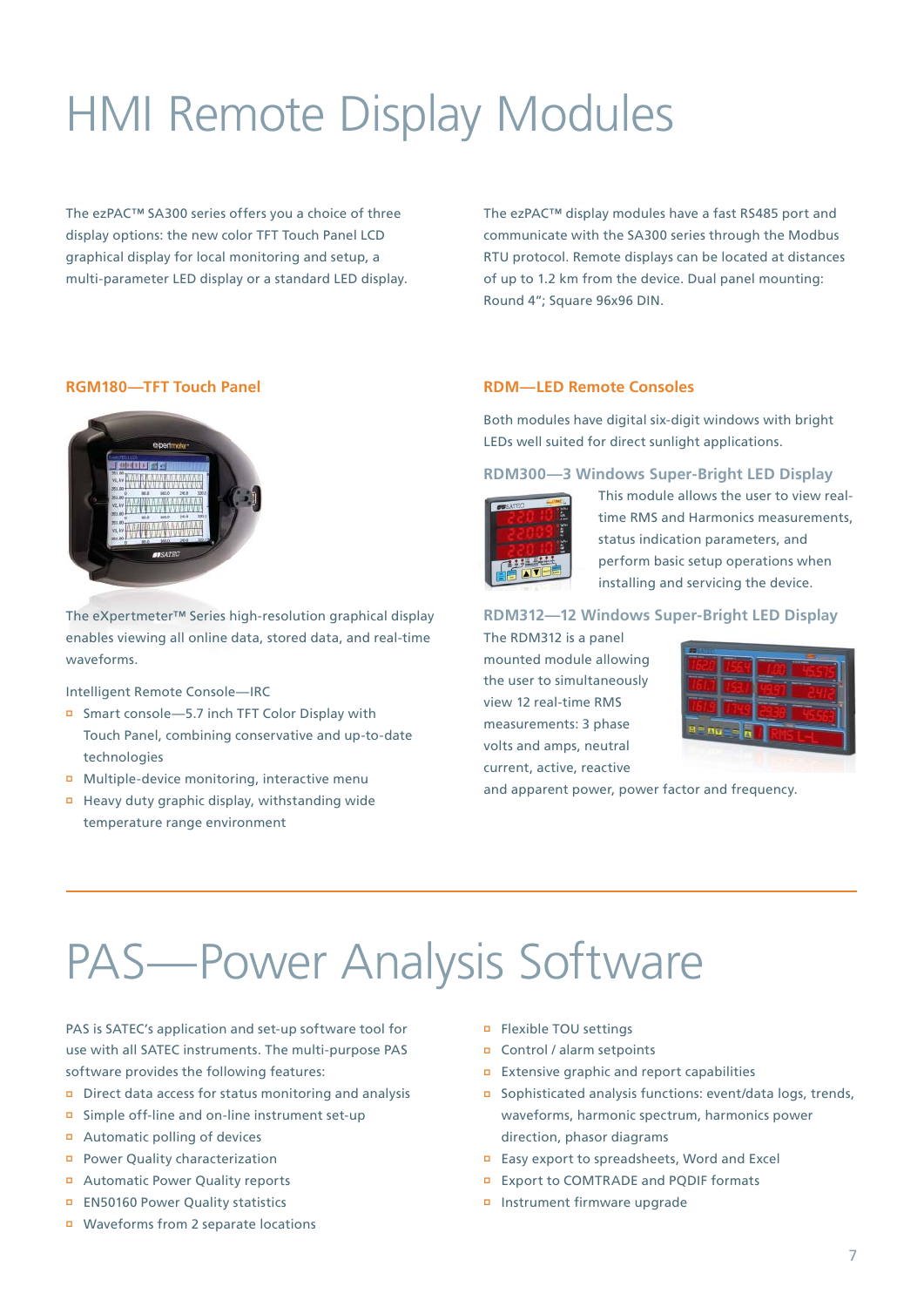# HMI Remote Display Modules

The ezPAC™ SA300 series offers you a choice of three display options: the new color TFT Touch Panel LCD graphical display for local monitoring and setup, a multi-parameter LED display or a standard LED display.

The ezPAC™ display modules have a fast RS485 port and communicate with the SA300 series through the Modbus RTU protocol. Remote displays can be located at distances of up to 1.2 km from the device. Dual panel mounting: Round 4"; Square 96x96 DIN.

## RGM180—TFT Touch Panel

The eXpertmeter™ Series high-resolution graphical display enables viewing all online data, stored data, and real-time waveforms.

Intelligent Remote Console—IRC

- Smart console—5.7 inch TFT Color Display with Touch Panel, combining conservative and up-to-date technologies
- Multiple-device monitoring, interactive menu
- Heavy duty graphic display, withstanding wide temperature range environment

## RDM—LED Remote Consoles

Both modules have digital six-digit windows with bright LEDs well suited for direct sunlight applications.

### RDM300—3 Windows Super-Bright LED Display

This module allows the user to view real-time RMS and Harmonics measurements, status indication parameters, and perform basic setup operations when installing and servicing the device.

### RDM312—12 Windows Super-Bright LED Display

The RDM312 is a panel mounted module allowing the user to simultaneously view 12 real-time RMS measurements: 3 phase volts and amps, neutral current, active, reactive and apparent power, power factor and frequency.

# PAS—Power Analysis Software

PAS is SATEC's application and set-up software tool for use with all SATEC instruments. The multi-purpose PAS software provides the following features:

- Direct data access for status monitoring and analysis
- Simple off-line and on-line instrument set-up
- Automatic polling of devices
- Power Quality characterization
- Automatic Power Quality reports
- EN50160 Power Quality statistics
- Waveforms from 2 separate locations
- Flexible TOU settings
- Control / alarm setpoints
- Extensive graphic and report capabilities
- Sophisticated analysis functions: event/data logs, trends, waveforms, harmonic spectrum, harmonics power direction, phasor diagrams
- Easy export to spreadsheets, Word and Excel
- Export to COMTRADE and PQDIF formats
- Instrument firmware upgrade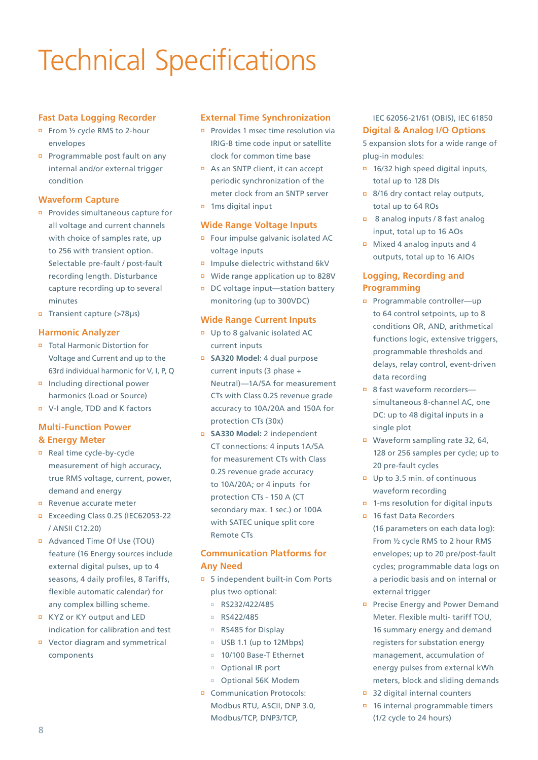# Technical Specifications

## Fast Data Logging Recorder

- From ½ cycle RMS to 2-hour envelopes
- Programmable post fault on any internal and/or external trigger condition

## Waveform Capture

- Provides simultaneous capture for all voltage and current channels with choice of samples rate, up to 256 with transient option. Selectable pre-fault / post-fault recording length. Disturbance capture recording up to several minutes
- Transient capture (>78μs)

## Harmonic Analyzer

- Total Harmonic Distortion for Voltage and Current and up to the 63rd individual harmonic for V, I, P, Q
- Including directional power harmonics (Load or Source)
- V-I angle, TDD and K factors

## Multi-Function Power & Energy Meter

- Real time cycle-by-cycle measurement of high accuracy, true RMS voltage, current, power, demand and energy
- Revenue accurate meter
- Exceeding Class 0.2S (IEC62053-22 / ANSII C12.20)
- Advanced Time Of Use (TOU) feature (16 Energy sources include external digital pulses, up to 4 seasons, 4 daily profiles, 8 Tariffs, flexible automatic calendar) for any complex billing scheme.
- KYZ or KY output and LED indication for calibration and test
- Vector diagram and symmetrical components

## External Time Synchronization

- Provides 1 msec time resolution via IRIG-B time code input or satellite clock for common time base
- As an SNTP client, it can accept periodic synchronization of the meter clock from an SNTP server
- 1ms digital input

## Wide Range Voltage Inputs

- Four impulse galvanic isolated AC voltage inputs
- Impulse dielectric withstand 6kV
- Wide range application up to 828V
- DC voltage input—station battery monitoring (up to 300VDC)

## Wide Range Current Inputs

- Up to 8 galvanic isolated AC current inputs
- **SA320 Model**: 4 dual purpose current inputs (3 phase + Neutral)—1A/5A for measurement CTs with Class 0.2S revenue grade accuracy to 10A/20A and 150A for protection CTs (30x)
- **SA330 Model:** 2 independent CT connections: 4 inputs 1A/5A for measurement CTs with Class 0.2S revenue grade accuracy to 10A/20A; or 4 inputs for protection CTs - 150 A (CT secondary max. 1 sec.) or 100A with SATEC unique split core Remote CTs

## Communication Platforms for Any Need

- 5 independent built-in Com Ports plus two optional:
  - RS232/422/485
  - RS422/485
  - RS485 for Display
  - USB 1.1 (up to 12Mbps)
  - 10/100 Base-T Ethernet
  - Optional IR port
  - Optional 56K Modem
- Communication Protocols: Modbus RTU, ASCII, DNP 3.0, Modbus/TCP, DNP3/TCP, IEC 62056-21/61 (OBIS), IEC 61850

## Digital & Analog I/O Options

5 expansion slots for a wide range of plug-in modules:

- 16/32 high speed digital inputs, total up to 128 DIs
- 8/16 dry contact relay outputs, total up to 64 ROs
- 8 analog inputs / 8 fast analog input, total up to 16 AOs
- Mixed 4 analog inputs and 4 outputs, total up to 16 AIOs

## Logging, Recording and Programming

- Programmable controller—up to 64 control setpoints, up to 8 conditions OR, AND, arithmetical functions logic, extensive triggers, programmable thresholds and delays, relay control, event-driven data recording
- 8 fast waveform recorders—simultaneous 8-channel AC, one DC: up to 48 digital inputs in a single plot
- Waveform sampling rate 32, 64, 128 or 256 samples per cycle; up to 20 pre-fault cycles
- Up to 3.5 min. of continuous waveform recording
- 1-ms resolution for digital inputs
- 16 fast Data Recorders (16 parameters on each data log): From ½ cycle RMS to 2 hour RMS envelopes; up to 20 pre/post-fault cycles; programmable data logs on a periodic basis and on internal or external trigger
- Precise Energy and Power Demand Meter. Flexible multi- tariff TOU, 16 summary energy and demand registers for substation energy management, accumulation of energy pulses from external kWh meters, block and sliding demands
- 32 digital internal counters
- 16 internal programmable timers (1/2 cycle to 24 hours)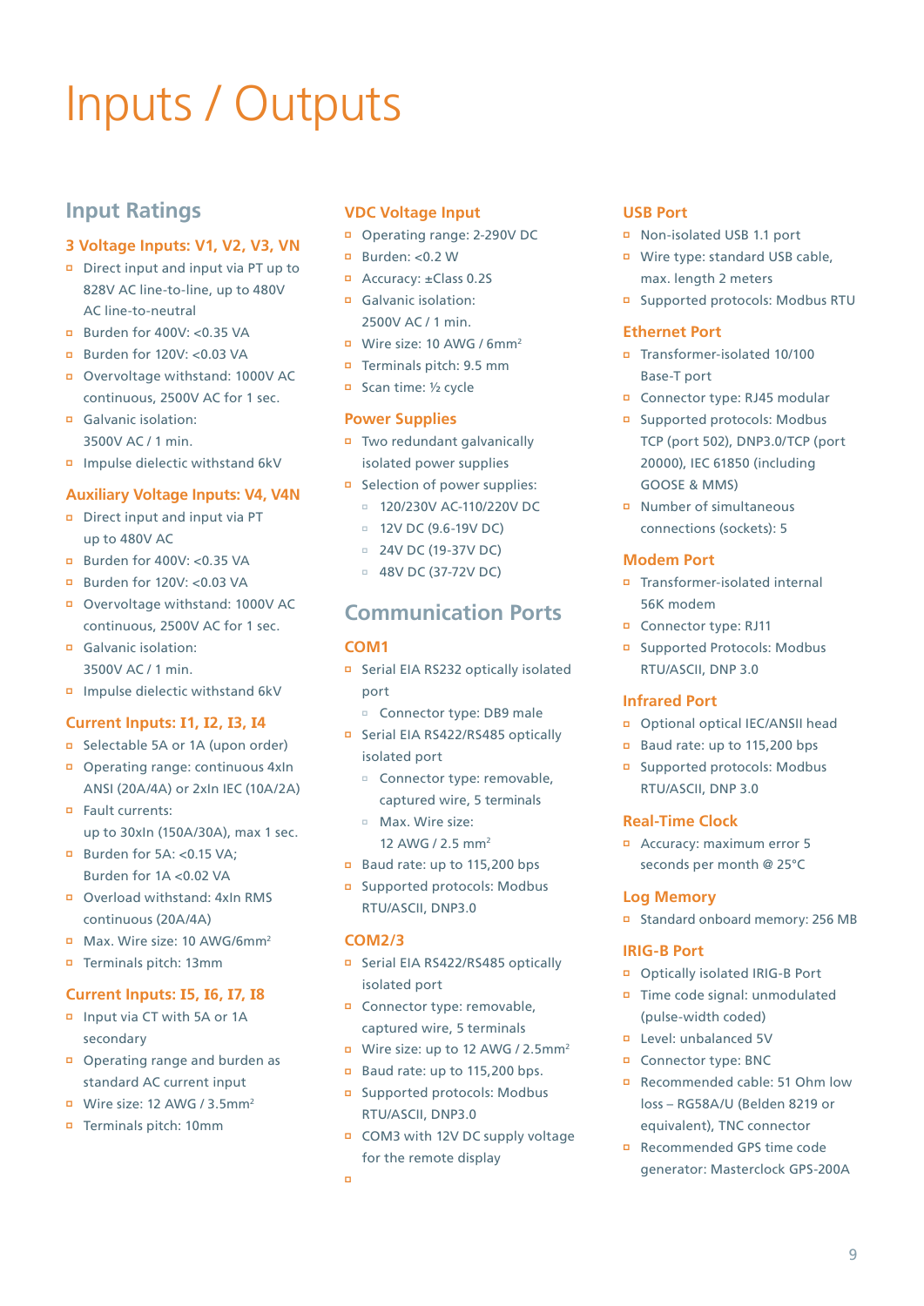# Inputs / Outputs

## Input Ratings

### 3 Voltage Inputs: V1, V2, V3, VN

- Direct input and input via PT up to 828V AC line-to-line, up to 480V AC line-to-neutral
- Burden for 400V: <0.35 VA
- Burden for 120V: <0.03 VA
- Overvoltage withstand: 1000V AC continuous, 2500V AC for 1 sec.
- Galvanic isolation: 3500V AC / 1 min.
- Impulse dielectic withstand 6kV

### Auxiliary Voltage Inputs: V4, V4N

- Direct input and input via PT up to 480V AC
- Burden for 400V: <0.35 VA
- Burden for 120V: <0.03 VA
- Overvoltage withstand: 1000V AC continuous, 2500V AC for 1 sec.
- Galvanic isolation: 3500V AC / 1 min.
- Impulse dielectic withstand 6kV

### Current Inputs: I1, I2, I3, I4

- Selectable 5A or 1A (upon order)
- Operating range: continuous 4xIn ANSI (20A/4A) or 2xIn IEC (10A/2A)
- Fault currents: up to 30xIn (150A/30A), max 1 sec.
- Burden for 5A: <0.15 VA; Burden for 1A <0.02 VA
- Overload withstand: 4xIn RMS continuous (20A/4A)
- Max. Wire size: 10 AWG/6mm²
- Terminals pitch: 13mm

### Current Inputs: I5, I6, I7, I8

- Input via CT with 5A or 1A secondary
- Operating range and burden as standard AC current input
- Wire size: 12 AWG / 3.5mm²
- Terminals pitch: 10mm

### VDC Voltage Input

- Operating range: 2-290V DC
- Burden: <0.2 W
- Accuracy: ±Class 0.2S
- Galvanic isolation: 2500V AC / 1 min.
- Wire size: 10 AWG / 6mm²
- Terminals pitch: 9.5 mm
- Scan time: ½ cycle

### Power Supplies

- Two redundant galvanically isolated power supplies
- Selection of power supplies:
  - 120/230V AC-110/220V DC
  - 12V DC (9.6-19V DC)
  - 24V DC (19-37V DC)
  - 48V DC (37-72V DC)

## Communication Ports

### COM1

- Serial EIA RS232 optically isolated port
  - Connector type: DB9 male
- Serial EIA RS422/RS485 optically isolated port
  - Connector type: removable, captured wire, 5 terminals
  - Max. Wire size: 12 AWG / 2.5 mm²
- Baud rate: up to 115,200 bps
- Supported protocols: Modbus RTU/ASCII, DNP3.0

### COM2/3

- Serial EIA RS422/RS485 optically isolated port
- Connector type: removable, captured wire, 5 terminals
- Wire size: up to 12 AWG / 2.5mm²
- Baud rate: up to 115,200 bps.
- Supported protocols: Modbus RTU/ASCII, DNP3.0
- COM3 with 12V DC supply voltage for the remote display

### USB Port

- Non-isolated USB 1.1 port
- Wire type: standard USB cable, max. length 2 meters
- Supported protocols: Modbus RTU

### Ethernet Port

- Transformer-isolated 10/100 Base-T port
- Connector type: RJ45 modular
- Supported protocols: Modbus TCP (port 502), DNP3.0/TCP (port 20000), IEC 61850 (including GOOSE & MMS)
- Number of simultaneous connections (sockets): 5

### Modem Port

- Transformer-isolated internal 56K modem
- Connector type: RJ11
- Supported Protocols: Modbus RTU/ASCII, DNP 3.0

### Infrared Port

- Optional optical IEC/ANSII head
- Baud rate: up to 115,200 bps
- Supported protocols: Modbus RTU/ASCII, DNP 3.0

### Real-Time Clock

- Accuracy: maximum error 5 seconds per month @ 25°C

### Log Memory

- Standard onboard memory: 256 MB

### IRIG-B Port

- Optically isolated IRIG-B Port
- Time code signal: unmodulated (pulse-width coded)
- Level: unbalanced 5V
- Connector type: BNC
- Recommended cable: 51 Ohm low loss – RG58A/U (Belden 8219 or equivalent), TNC connector
- Recommended GPS time code generator: Masterclock GPS-200A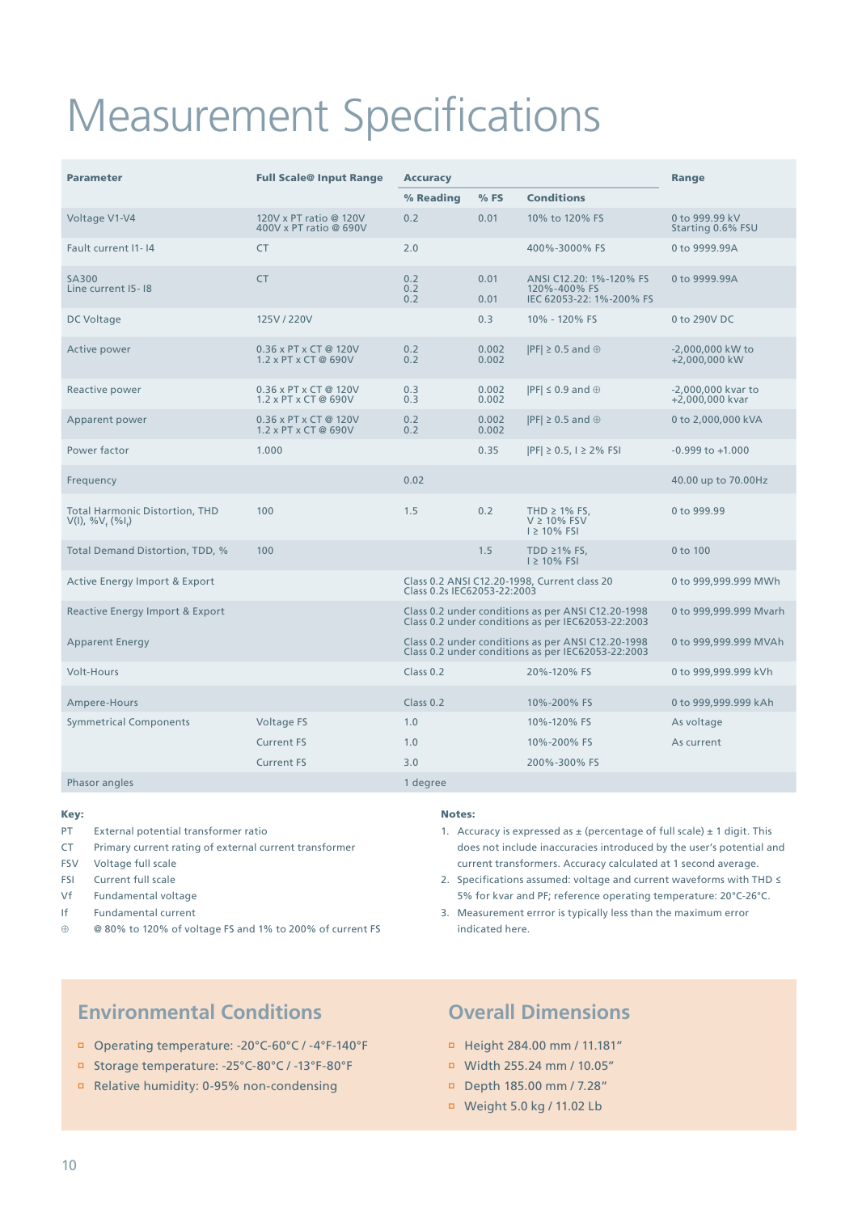# Measurement Specifications

| Parameter | Full Scale@ Input Range | Accuracy | | | Range |
|---|---|---|---|---|---|
| | | % Reading | % FS | Conditions | |
| Voltage V1-V4 | 120V x PT ratio @ 120V<br>400V x PT ratio @ 690V | 0.2 | 0.01 | 10% to 120% FS | 0 to 999.99 kV<br>Starting 0.6% FSU |
| Fault current I1- I4 | CT | 2.0 | | 400%-3000% FS | 0 to 9999.99A |
| SA300<br>Line current I5- I8 | CT | 0.2<br>0.2<br>0.2 | 0.01<br><br>0.01 | ANSI C12.20: 1%-120% FS<br>120%-400% FS<br>IEC 62053-22: 1%-200% FS | 0 to 9999.99A |
| DC Voltage | 125V / 220V | | 0.3 | 10% - 120% FS | 0 to 290V DC |
| Active power | 0.36 x PT x CT @ 120V<br>1.2 x PT x CT @ 690V | 0.2<br>0.2 | 0.002<br>0.002 | \|PF\| ≥ 0.5 and ⊕ | -2,000,000 kW to<br>+2,000,000 kW |
| Reactive power | 0.36 x PT x CT @ 120V<br>1.2 x PT x CT @ 690V | 0.3<br>0.3 | 0.002<br>0.002 | \|PF\| ≤ 0.9 and ⊕ | -2,000,000 kvar to<br>+2,000,000 kvar |
| Apparent power | 0.36 x PT x CT @ 120V<br>1.2 x PT x CT @ 690V | 0.2<br>0.2 | 0.002<br>0.002 | \|PF\| ≥ 0.5 and ⊕ | 0 to 2,000,000 kVA |
| Power factor | 1.000 | | 0.35 | \|PF\| ≥ 0.5, I ≥ 2% FSI | -0.999 to +1.000 |
| Frequency | | 0.02 | | | 40.00 up to 70.00Hz |
| Total Harmonic Distortion, THD V(I), %$V_f$ (%$I_f$) | 100 | 1.5 | 0.2 | THD ≥ 1% FS,<br>V ≥ 10% FSV<br>I ≥ 10% FSI | 0 to 999.99 |
| Total Demand Distortion, TDD, % | 100 | | 1.5 | TDD ≥1% FS,<br>I ≥ 10% FSI | 0 to 100 |
| Active Energy Import & Export | | Class 0.2 ANSI C12.20-1998, Current class 20<br>Class 0.2s IEC62053-22:2003 | | | 0 to 999,999.999 MWh |
| Reactive Energy Import & Export | | Class 0.2 under conditions as per ANSI C12.20-1998<br>Class 0.2 under conditions as per IEC62053-22:2003 | | | 0 to 999,999.999 Mvarh |
| Apparent Energy | | Class 0.2 under conditions as per ANSI C12.20-1998<br>Class 0.2 under conditions as per IEC62053-22:2003 | | | 0 to 999,999.999 MVAh |
| Volt-Hours | | Class 0.2 | | 20%-120% FS | 0 to 999,999.999 kVh |
| Ampere-Hours | | Class 0.2 | | 10%-200% FS | 0 to 999,999.999 kAh |
| Symmetrical Components | Voltage FS | 1.0 | | 10%-120% FS | As voltage |
| | Current FS | 1.0 | | 10%-200% FS | As current |
| | Current FS | 3.0 | | 200%-300% FS | |
| Phasor angles | | 1 degree | | | |

**Key:**

- PT External potential transformer ratio
- CT Primary current rating of external current transformer
- FSV Voltage full scale
- FSI Current full scale
- Vf Fundamental voltage
- If Fundamental current
- ⊕ @ 80% to 120% of voltage FS and 1% to 200% of current FS

**Notes:**

1. Accuracy is expressed as ± (percentage of full scale) ± 1 digit. This does not include inaccuracies introduced by the user's potential and current transformers. Accuracy calculated at 1 second average.
2. Specifications assumed: voltage and current waveforms with THD ≤ 5% for kvar and PF; reference operating temperature: 20°C-26°C.
3. Measurement errror is typically less than the maximum error indicated here.

## Environmental Conditions

- Operating temperature: -20°C-60°C / -4°F-140°F
- Storage temperature: -25°C-80°C / -13°F-80°F
- Relative humidity: 0-95% non-condensing

## Overall Dimensions

- Height 284.00 mm / 11.181"
- Width 255.24 mm / 10.05"
- Depth 185.00 mm / 7.28"
- Weight 5.0 kg / 11.02 Lb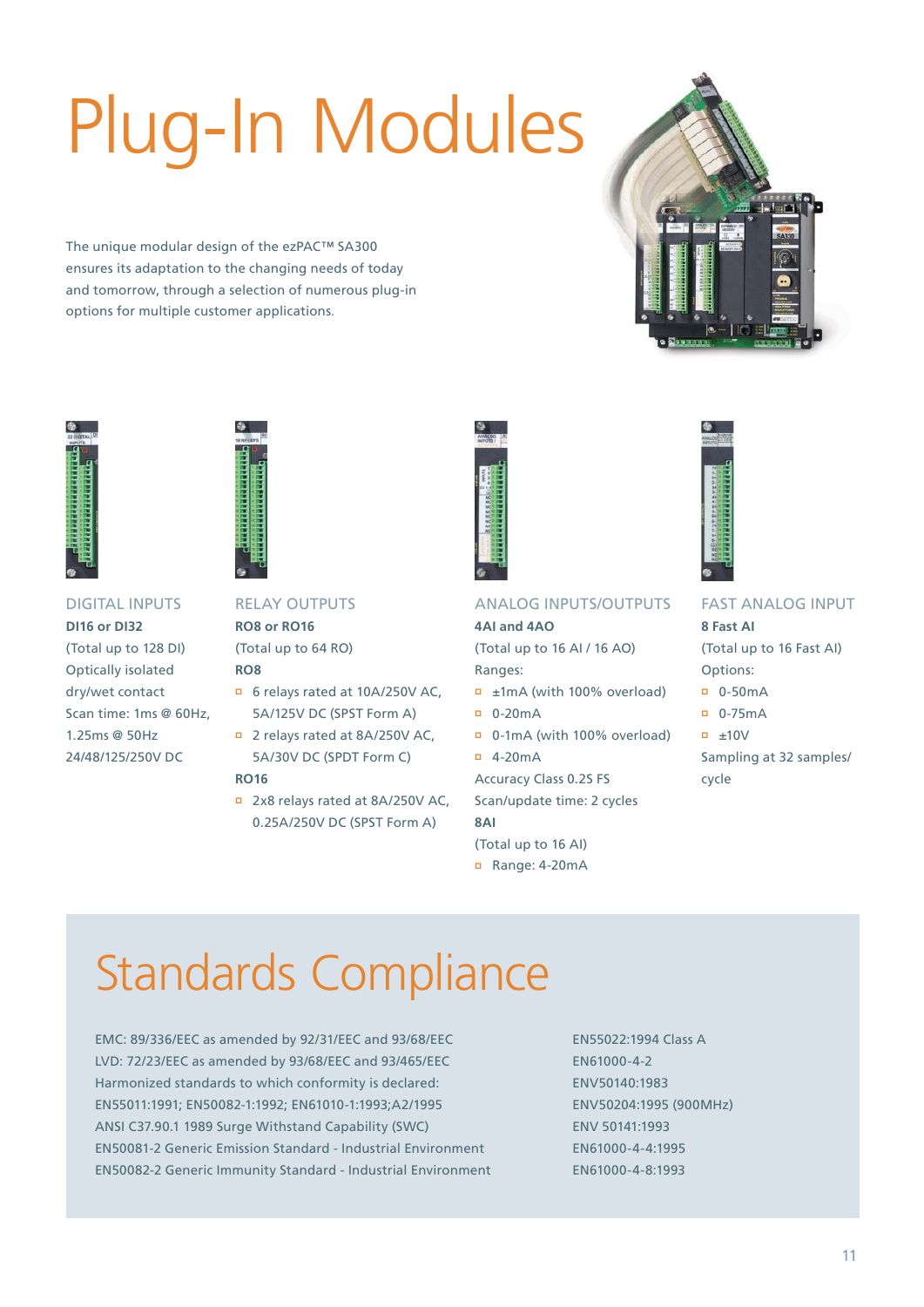# Plug-In Modules

The unique modular design of the ezPAC™ SA300 ensures its adaptation to the changing needs of today and tomorrow, through a selection of numerous plug-in options for multiple customer applications.

### DIGITAL INPUTS

**DI16 or DI32**

(Total up to 128 DI)

Optically isolated dry/wet contact

Scan time: 1ms @ 60Hz, 1.25ms @ 50Hz

24/48/125/250V DC

### RELAY OUTPUTS

**RO8 or RO16**

(Total up to 64 RO)

**RO8**

- 6 relays rated at 10A/250V AC, 5A/125V DC (SPST Form A)
- 2 relays rated at 8A/250V AC, 5A/30V DC (SPDT Form C)

**RO16**

- 2x8 relays rated at 8A/250V AC, 0.25A/250V DC (SPST Form A)

### ANALOG INPUTS/OUTPUTS

**4AI and 4AO**

(Total up to 16 AI / 16 AO)

Ranges:

- ±1mA (with 100% overload)
- 0-20mA
- 0-1mA (with 100% overload)
- 4-20mA

Accuracy Class 0.2S FS

Scan/update time: 2 cycles

**8AI**

(Total up to 16 AI)

- Range: 4-20mA

### FAST ANALOG INPUT

**8 Fast AI**

(Total up to 16 Fast AI)

Options:

- 0-50mA
- 0-75mA
- ±10V

Sampling at 32 samples/cycle

# Standards Compliance

EMC: 89/336/EEC as amended by 92/31/EEC and 93/68/EEC

LVD: 72/23/EEC as amended by 93/68/EEC and 93/465/EEC

Harmonized standards to which conformity is declared:

EN55011:1991; EN50082-1:1992; EN61010-1:1993;A2/1995

ANSI C37.90.1 1989 Surge Withstand Capability (SWC)

EN50081-2 Generic Emission Standard - Industrial Environment

EN50082-2 Generic Immunity Standard - Industrial Environment

EN55022:1994 Class A

EN61000-4-2

ENV50140:1983

ENV50204:1995 (900MHz)

ENV 50141:1993

EN61000-4-4:1995

EN61000-4-8:1993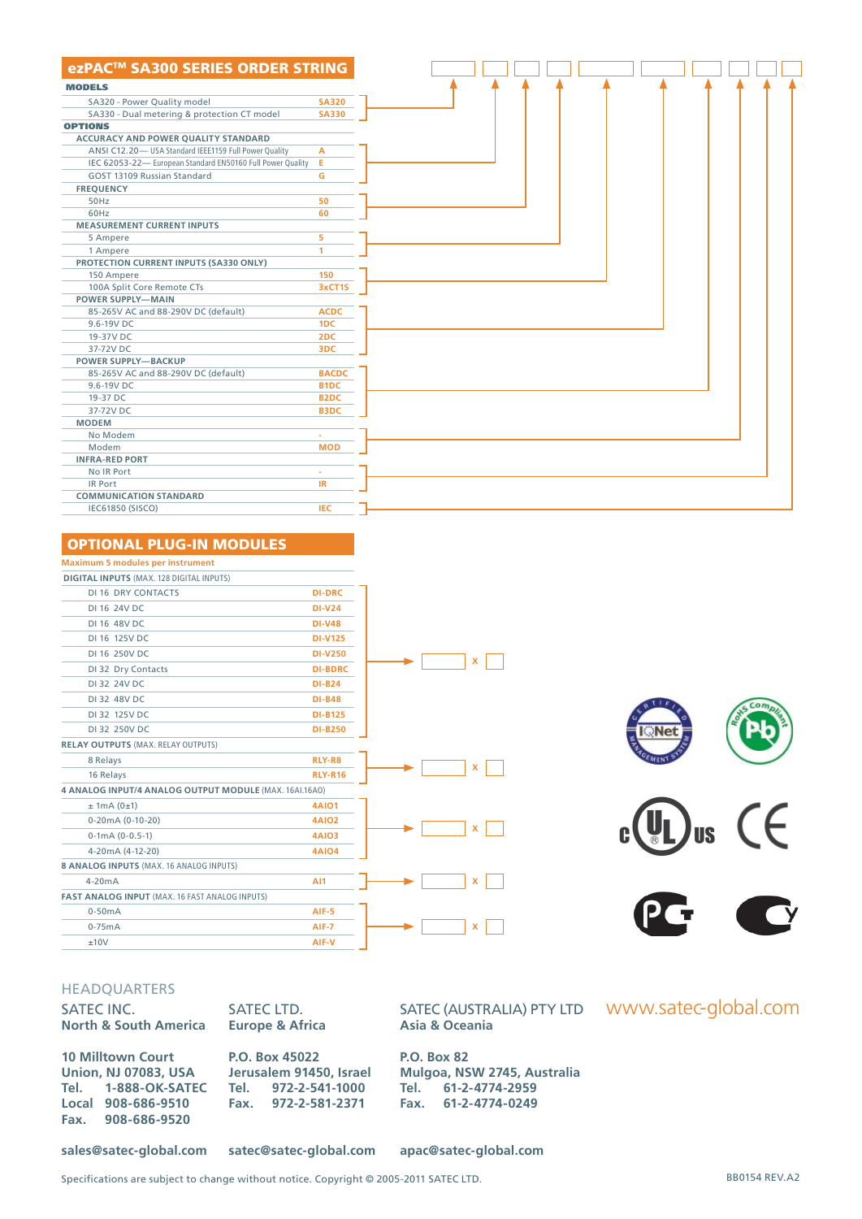## ezPAC™ SA300 SERIES ORDER STRING

| | |
|---|---|
| **MODELS** | |
| SA320 - Power Quality model | SA320 |
| SA330 - Dual metering & protection CT model | SA330 |
| **OPTIONS** | |
| **ACCURACY AND POWER QUALITY STANDARD** | |
| ANSI C12.20— USA Standard IEEE1159 Full Power Quality | A |
| IEC 62053-22— European Standard EN50160 Full Power Quality | E |
| GOST 13109 Russian Standard | G |
| **FREQUENCY** | |
| 50Hz | 50 |
| 60Hz | 60 |
| **MEASUREMENT CURRENT INPUTS** | |
| 5 Ampere | 5 |
| 1 Ampere | 1 |
| **PROTECTION CURRENT INPUTS (SA330 ONLY)** | |
| 150 Ampere | 150 |
| 100A Split Core Remote CTs | 3xCT1S |
| **POWER SUPPLY—MAIN** | |
| 85-265V AC and 88-290V DC (default) | ACDC |
| 9.6-19V DC | 1DC |
| 19-37V DC | 2DC |
| 37-72V DC | 3DC |
| **POWER SUPPLY—BACKUP** | |
| 85-265V AC and 88-290V DC (default) | BACDC |
| 9.6-19V DC | B1DC |
| 19-37 DC | B2DC |
| 37-72V DC | B3DC |
| **MODEM** | |
| No Modem | - |
| Modem | MOD |
| **INFRA-RED PORT** | |
| No IR Port | - |
| IR Port | IR |
| **COMMUNICATION STANDARD** | |
| IEC61850 (SISCO) | IEC |

## OPTIONAL PLUG-IN MODULES

Maximum 5 modules per instrument

| | |
|---|---|
| **DIGITAL INPUTS** (MAX. 128 DIGITAL INPUTS) | |
| DI 16 DRY CONTACTS | DI-DRC |
| DI 16 24V DC | DI-V24 |
| DI 16 48V DC | DI-V48 |
| DI 16 125V DC | DI-V125 |
| DI 16 250V DC | DI-V250 |
| DI 32 Dry Contacts | DI-BDRC |
| DI 32 24V DC | DI-B24 |
| DI 32 48V DC | DI-B48 |
| DI 32 125V DC | DI-B125 |
| DI 32 250V DC | DI-B250 |
| **RELAY OUTPUTS** (MAX. RELAY OUTPUTS) | |
| 8 Relays | RLY-R8 |
| 16 Relays | RLY-R16 |
| **4 ANALOG INPUT/4 ANALOG OUTPUT MODULE** (MAX. 16AI.16AO) | |
| ± 1mA (0±1) | 4AIO1 |
| 0-20mA (0-10-20) | 4AIO2 |
| 0-1mA (0-0.5-1) | 4AIO3 |
| 4-20mA (4-12-20) | 4AIO4 |
| **8 ANALOG INPUTS** (MAX. 16 ANALOG INPUTS) | |
| 4-20mA | AI1 |
| **FAST ANALOG INPUT** (MAX. 16 FAST ANALOG INPUTS) | |
| 0-50mA | AIF-5 |
| 0-75mA | AIF-7 |
| ±10V | AIF-V |

### HEADQUARTERS

**SATEC INC.**
**North & South America**

10 Milltown Court
Union, NJ 07083, USA
Tel. 1-888-OK-SATEC
Local 908-686-9510
Fax. 908-686-9520

sales@satec-global.com

**SATEC LTD.**
**Europe & Africa**

P.O. Box 45022
Jerusalem 91450, Israel
Tel. 972-2-541-1000
Fax. 972-2-581-2371

satec@satec-global.com

**SATEC (AUSTRALIA) PTY LTD**
**Asia & Oceania**

P.O. Box 82
Mulgoa, NSW 2745, Australia
Tel. 61-2-4774-2959
Fax. 61-2-4774-0249

apac@satec-global.com

www.satec-global.com

Specifications are subject to change without notice. Copyright © 2005-2011 SATEC LTD.

BB0154 REV.A2